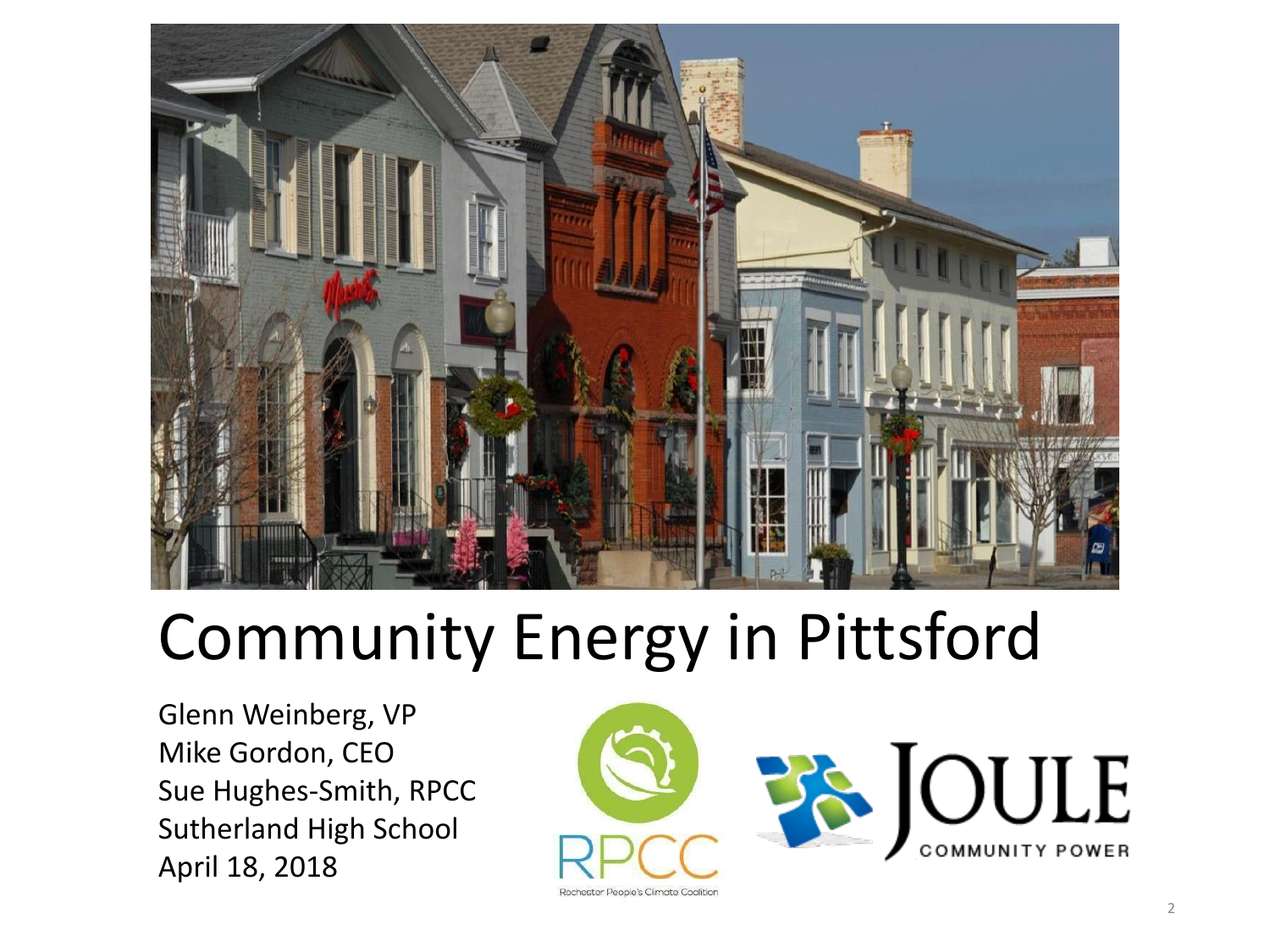# Community Energy in Pittsford

Glenn Weinberg, VP
Mike Gordon, CEO
Sue Hughes-Smith, RPCC
Sutherland High School
April 18, 2018

RPCC
Rochester People's Climate Coalition

JOULE
COMMUNITY POWER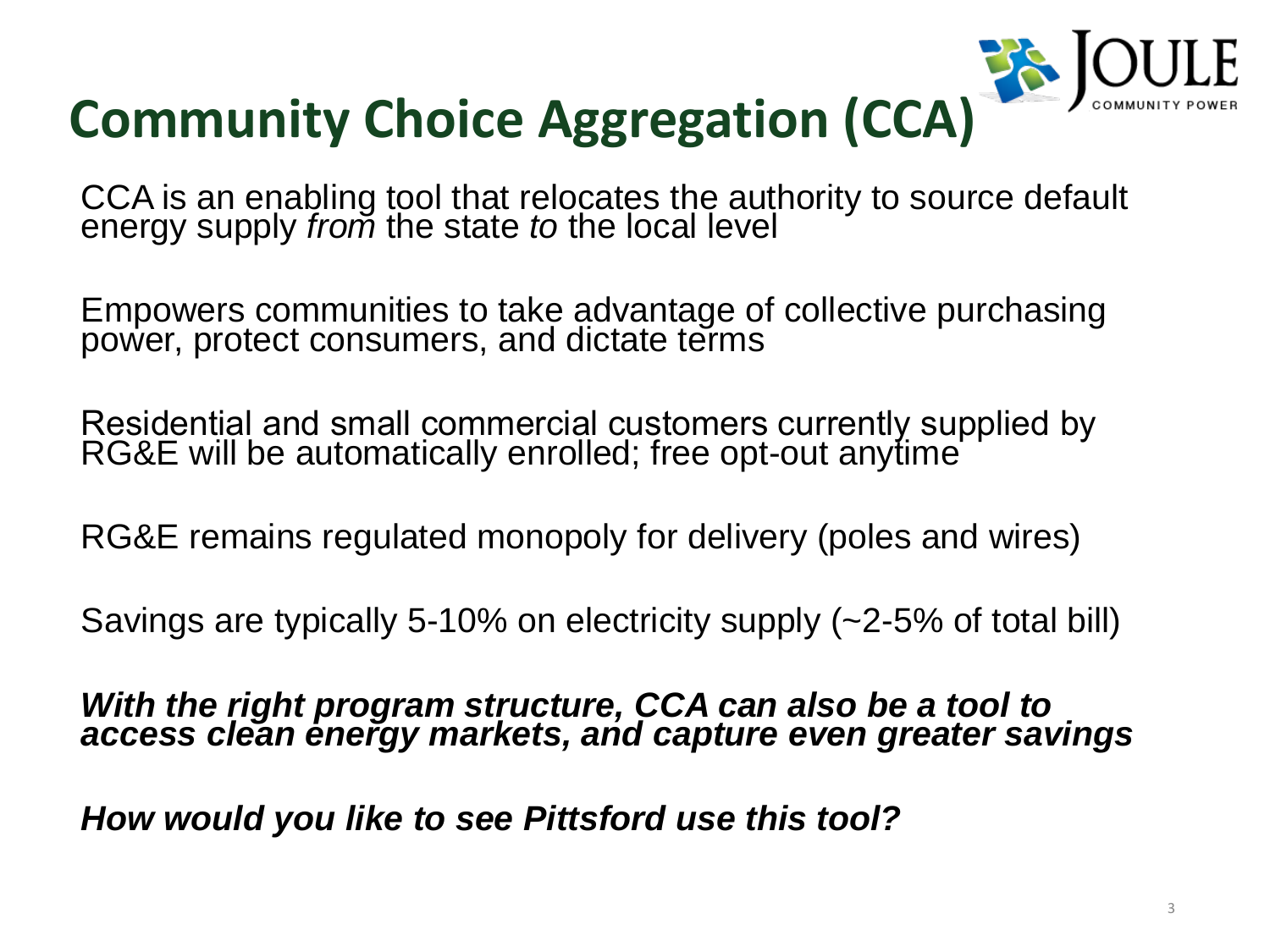# Community Choice Aggregation (CCA)

CCA is an enabling tool that relocates the authority to source default energy supply *from* the state *to* the local level

Empowers communities to take advantage of collective purchasing power, protect consumers, and dictate terms

Residential and small commercial customers currently supplied by RG&E will be automatically enrolled; free opt-out anytime

RG&E remains regulated monopoly for delivery (poles and wires)

Savings are typically 5-10% on electricity supply (~2-5% of total bill)

***With the right program structure, CCA can also be a tool to access clean energy markets, and capture even greater savings***

***How would you like to see Pittsford use this tool?***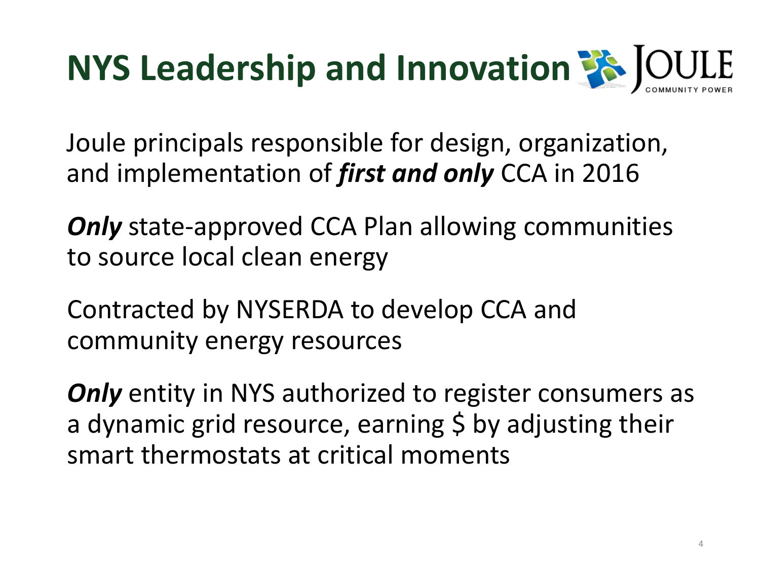# NYS Leadership and Innovation

JOULE COMMUNITY POWER

Joule principals responsible for design, organization, and implementation of ***first and only*** CCA in 2016

***Only*** state-approved CCA Plan allowing communities to source local clean energy

Contracted by NYSERDA to develop CCA and community energy resources

***Only*** entity in NYS authorized to register consumers as a dynamic grid resource, earning $ by adjusting their smart thermostats at critical moments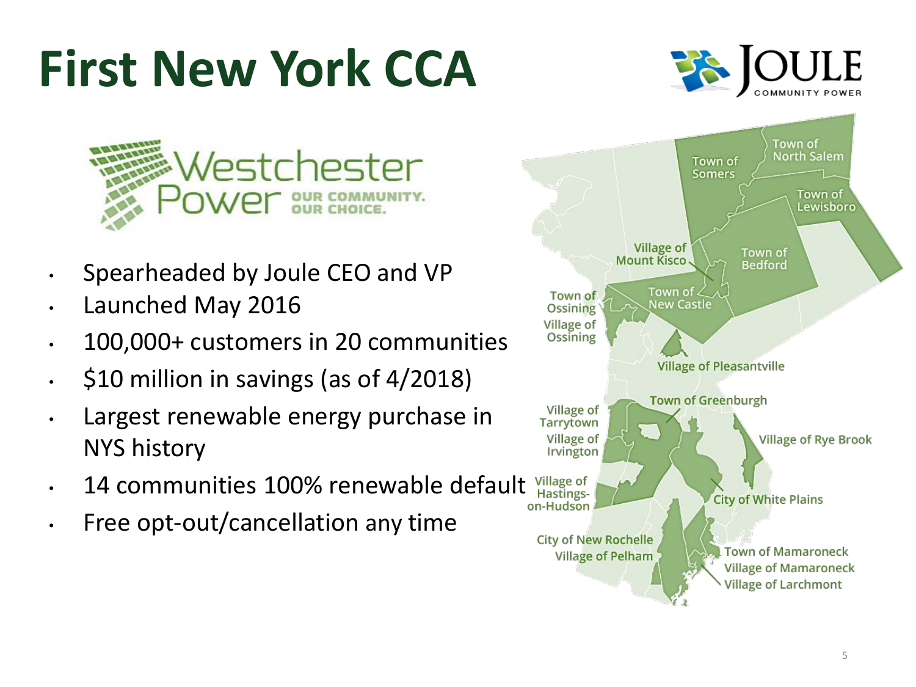# First New York CCA

JOULE COMMUNITY POWER

Westchester Power OUR COMMUNITY. OUR CHOICE.

- Spearheaded by Joule CEO and VP
- Launched May 2016
- 100,000+ customers in 20 communities
- $10 million in savings (as of 4/2018)
- Largest renewable energy purchase in NYS history
- 14 communities 100% renewable default
- Free opt-out/cancellation any time

Town of North Salem
Town of Somers
Town of Lewisboro
Village of Mount Kisco
Town of Bedford
Town of Ossining
Village of Ossining
Town of New Castle
Village of Pleasantville
Town of Greenburgh
Village of Tarrytown
Village of Irvington
Village of Rye Brook
Village of Hastings-on-Hudson
City of White Plains
City of New Rochelle
Village of Pelham
Town of Mamaroneck
Village of Mamaroneck
Village of Larchmont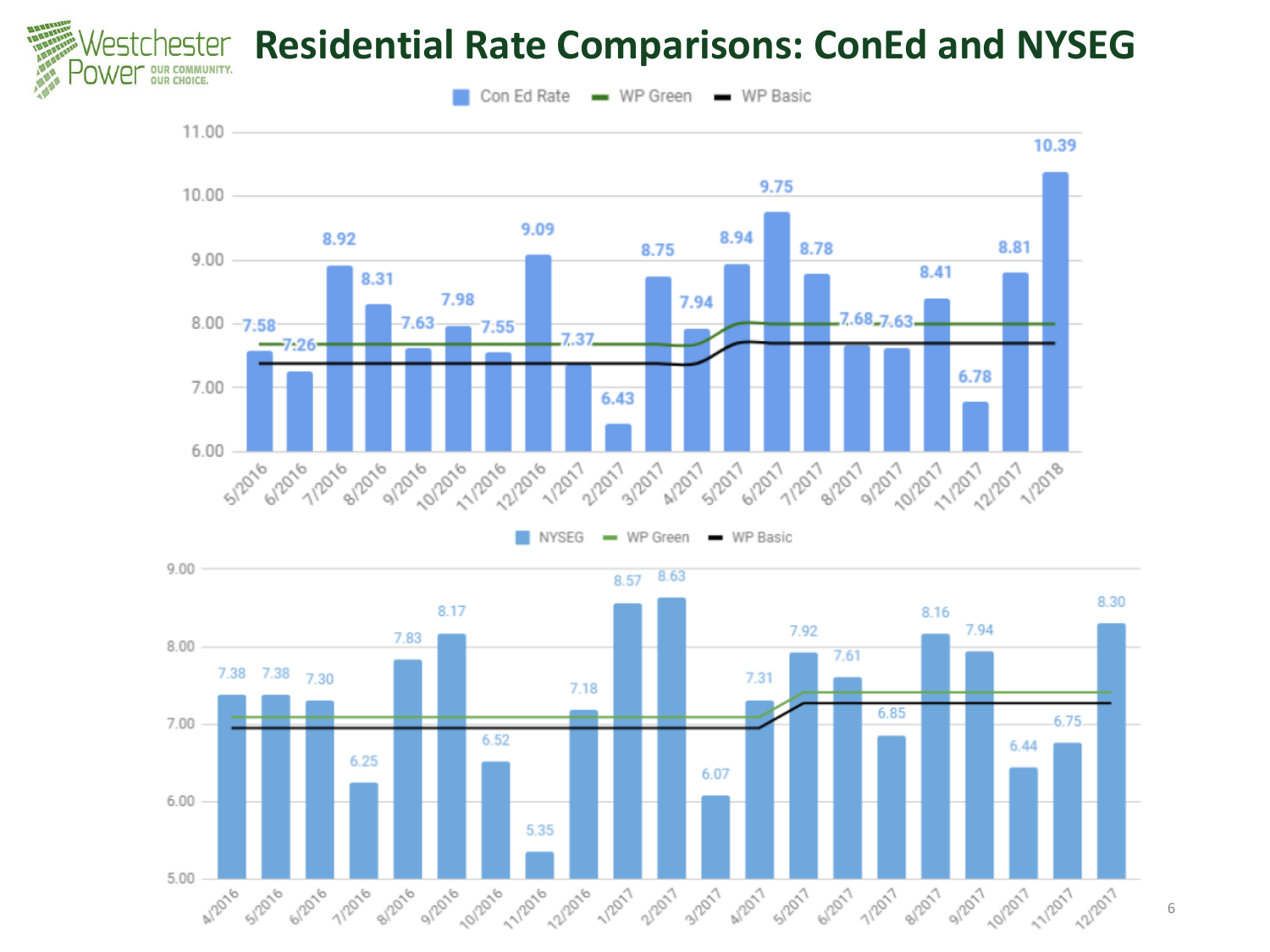# Residential Rate Comparisons: ConEd and NYSEG

Legend: Con Ed Rate, WP Green, WP Basic

| Month | Con Ed Rate |
|---|---|
| 5/2016 | 7.58 |
| 6/2016 | 7.26 |
| 7/2016 | 8.92 |
| 8/2016 | 8.31 |
| 9/2016 | 7.63 |
| 10/2016 | 7.98 |
| 11/2016 | 7.55 |
| 12/2016 | 9.09 |
| 1/2017 | 7.37 |
| 2/2017 | 6.43 |
| 3/2017 | 8.75 |
| 4/2017 | 7.94 |
| 5/2017 | 8.94 |
| 6/2017 | 9.75 |
| 7/2017 | 8.78 |
| 8/2017 | 7.68 |
| 9/2017 | 7.63 |
| 10/2017 | 8.41 |
| 11/2017 | 6.78 |
| 12/2017 | 8.81 |
| 1/2018 | 10.39 |

Legend: NYSEG, WP Green, WP Basic

| Month | NYSEG |
|---|---|
| 4/2016 | 7.38 |
| 5/2016 | 7.38 |
| 6/2016 | 7.30 |
| 7/2016 | 6.25 |
| 8/2016 | 7.83 |
| 9/2016 | 8.17 |
| 10/2016 | 6.52 |
| 11/2016 | 5.35 |
| 12/2016 | 7.18 |
| 1/2017 | 8.57 |
| 2/2017 | 8.63 |
| 3/2017 | 6.07 |
| 4/2017 | 7.31 |
| 5/2017 | 7.92 |
| 6/2017 | 7.61 |
| 7/2017 | 6.85 |
| 8/2017 | 8.16 |
| 9/2017 | 7.94 |
| 10/2017 | 6.44 |
| 11/2017 | 6.75 |
| 12/2017 | 8.30 |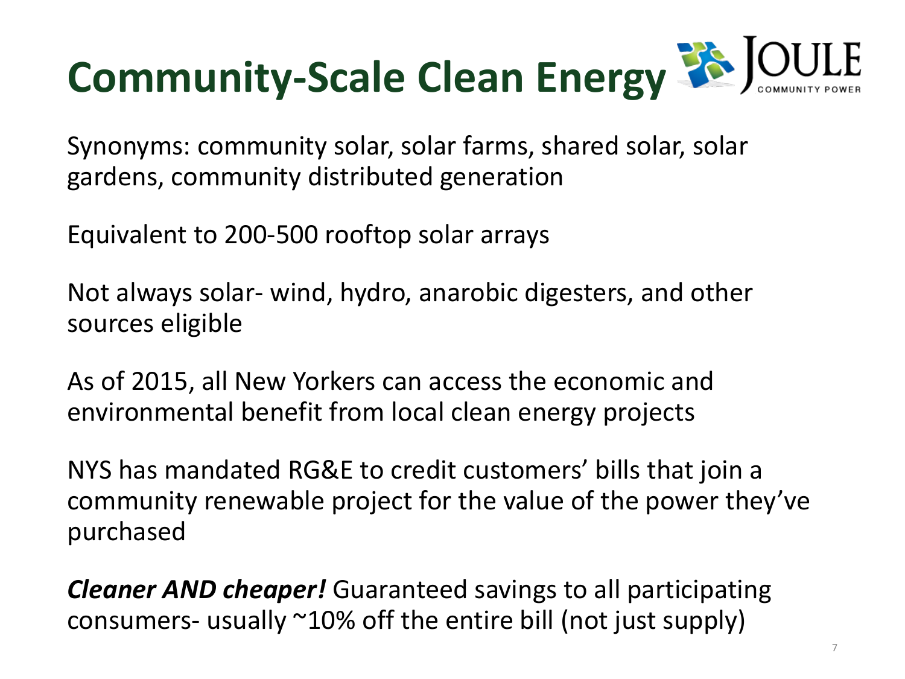# Community-Scale Clean Energy

JOULE COMMUNITY POWER

Synonyms: community solar, solar farms, shared solar, solar gardens, community distributed generation

Equivalent to 200-500 rooftop solar arrays

Not always solar- wind, hydro, anarobic digesters, and other sources eligible

As of 2015, all New Yorkers can access the economic and environmental benefit from local clean energy projects

NYS has mandated RG&E to credit customers' bills that join a community renewable project for the value of the power they've purchased

***Cleaner AND cheaper!*** Guaranteed savings to all participating consumers- usually ~10% off the entire bill (not just supply)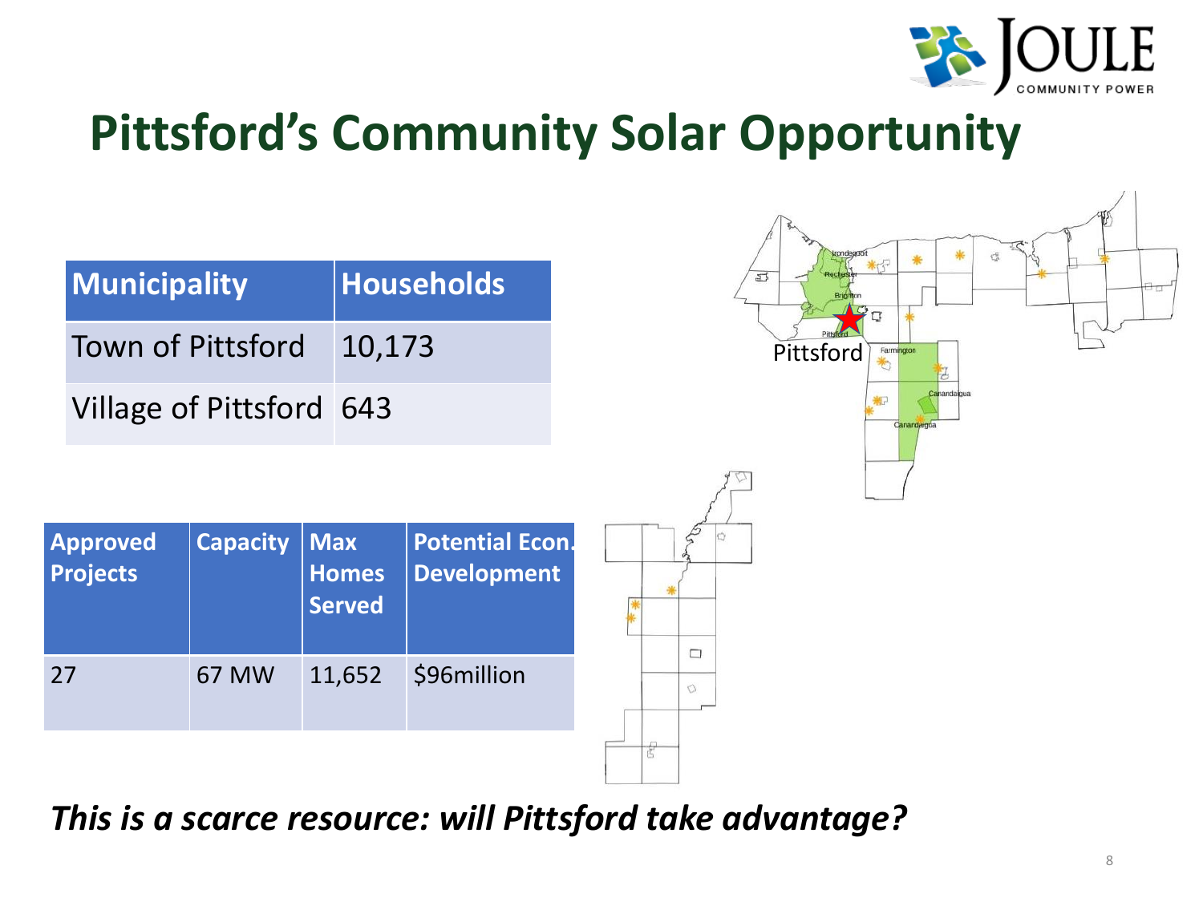# Pittsford's Community Solar Opportunity

| Municipality | Households |
| --- | --- |
| Town of Pittsford | 10,173 |
| Village of Pittsford | 643 |

| Approved Projects | Capacity | Max Homes Served | Potential Econ. Development |
| --- | --- | --- | --- |
| 27 | 67 MW | 11,652 | $96million |

Pittsford

***This is a scarce resource: will Pittsford take advantage?***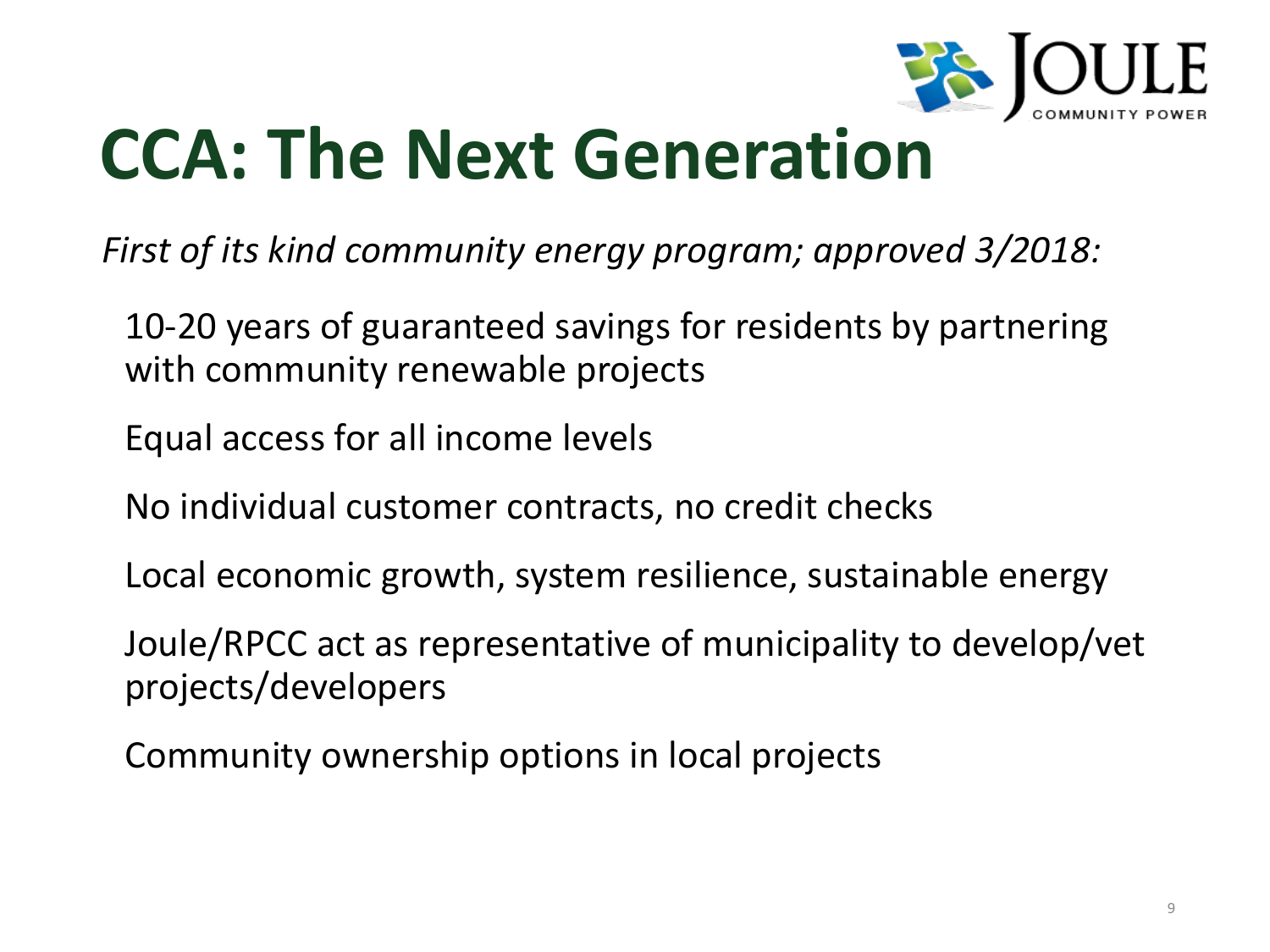# CCA: The Next Generation

*First of its kind community energy program; approved 3/2018:*

- 10-20 years of guaranteed savings for residents by partnering with community renewable projects
- Equal access for all income levels
- No individual customer contracts, no credit checks
- Local economic growth, system resilience, sustainable energy
- Joule/RPCC act as representative of municipality to develop/vet projects/developers
- Community ownership options in local projects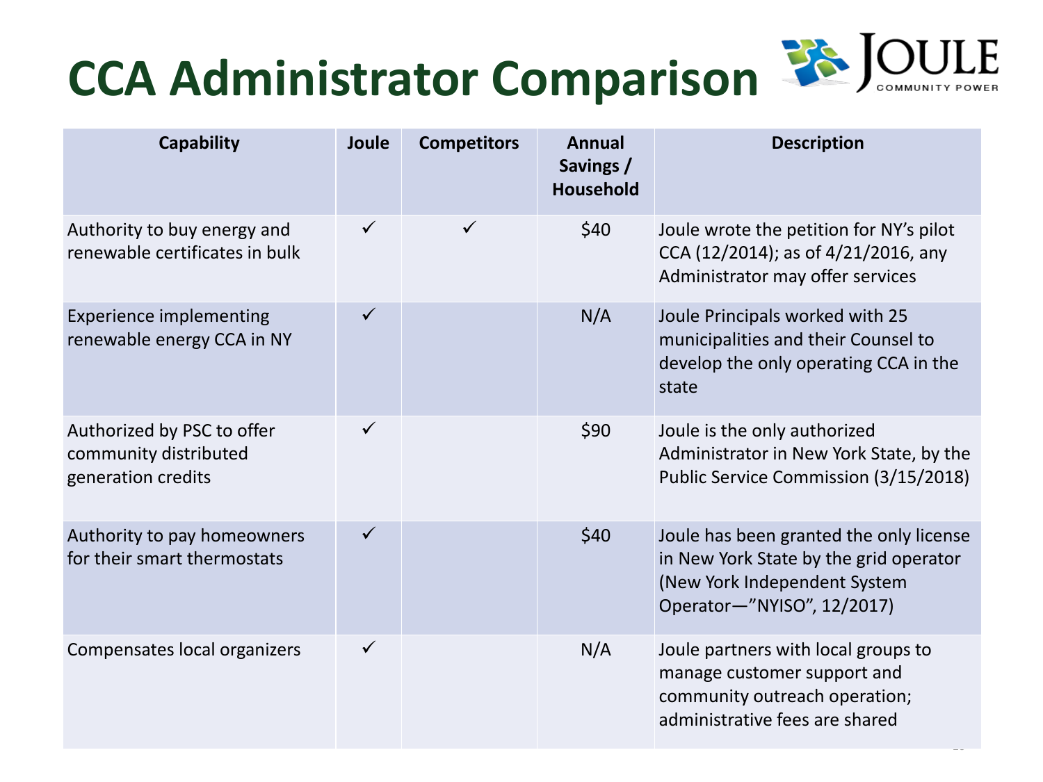# CCA Administrator Comparison

| Capability | Joule | Competitors | Annual Savings / Household | Description |
|---|---|---|---|---|
| Authority to buy energy and renewable certificates in bulk | ✓ | ✓ | $40 | Joule wrote the petition for NY's pilot CCA (12/2014); as of 4/21/2016, any Administrator may offer services |
| Experience implementing renewable energy CCA in NY | ✓ | | N/A | Joule Principals worked with 25 municipalities and their Counsel to develop the only operating CCA in the state |
| Authorized by PSC to offer community distributed generation credits | ✓ | | $90 | Joule is the only authorized Administrator in New York State, by the Public Service Commission (3/15/2018) |
| Authority to pay homeowners for their smart thermostats | ✓ | | $40 | Joule has been granted the only license in New York State by the grid operator (New York Independent System Operator—"NYISO", 12/2017) |
| Compensates local organizers | ✓ | | N/A | Joule partners with local groups to manage customer support and community outreach operation; administrative fees are shared |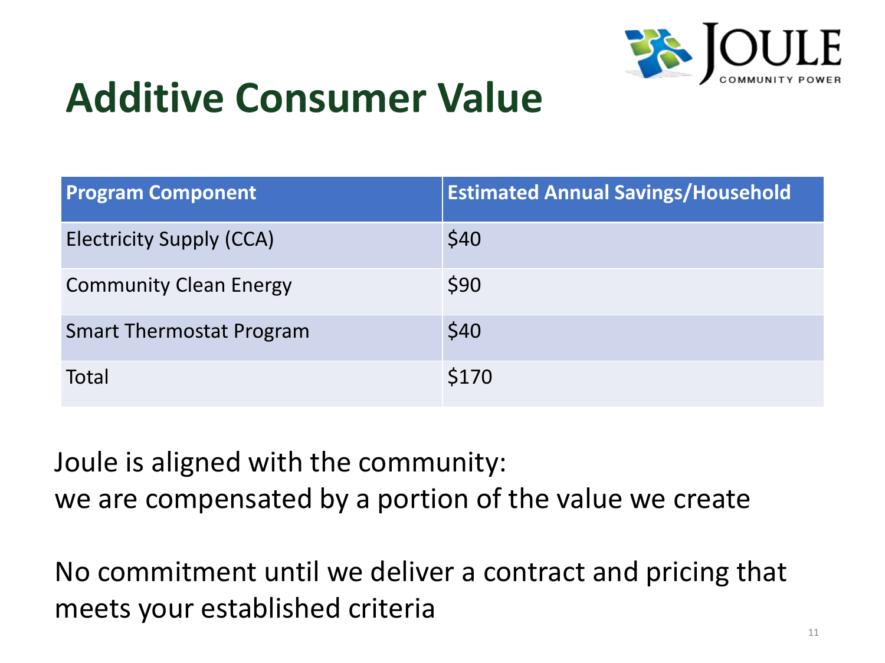# Additive Consumer Value

| Program Component | Estimated Annual Savings/Household |
|---|---|
| Electricity Supply (CCA) | $40 |
| Community Clean Energy | $90 |
| Smart Thermostat Program | $40 |
| Total | $170 |

Joule is aligned with the community:
we are compensated by a portion of the value we create

No commitment until we deliver a contract and pricing that meets your established criteria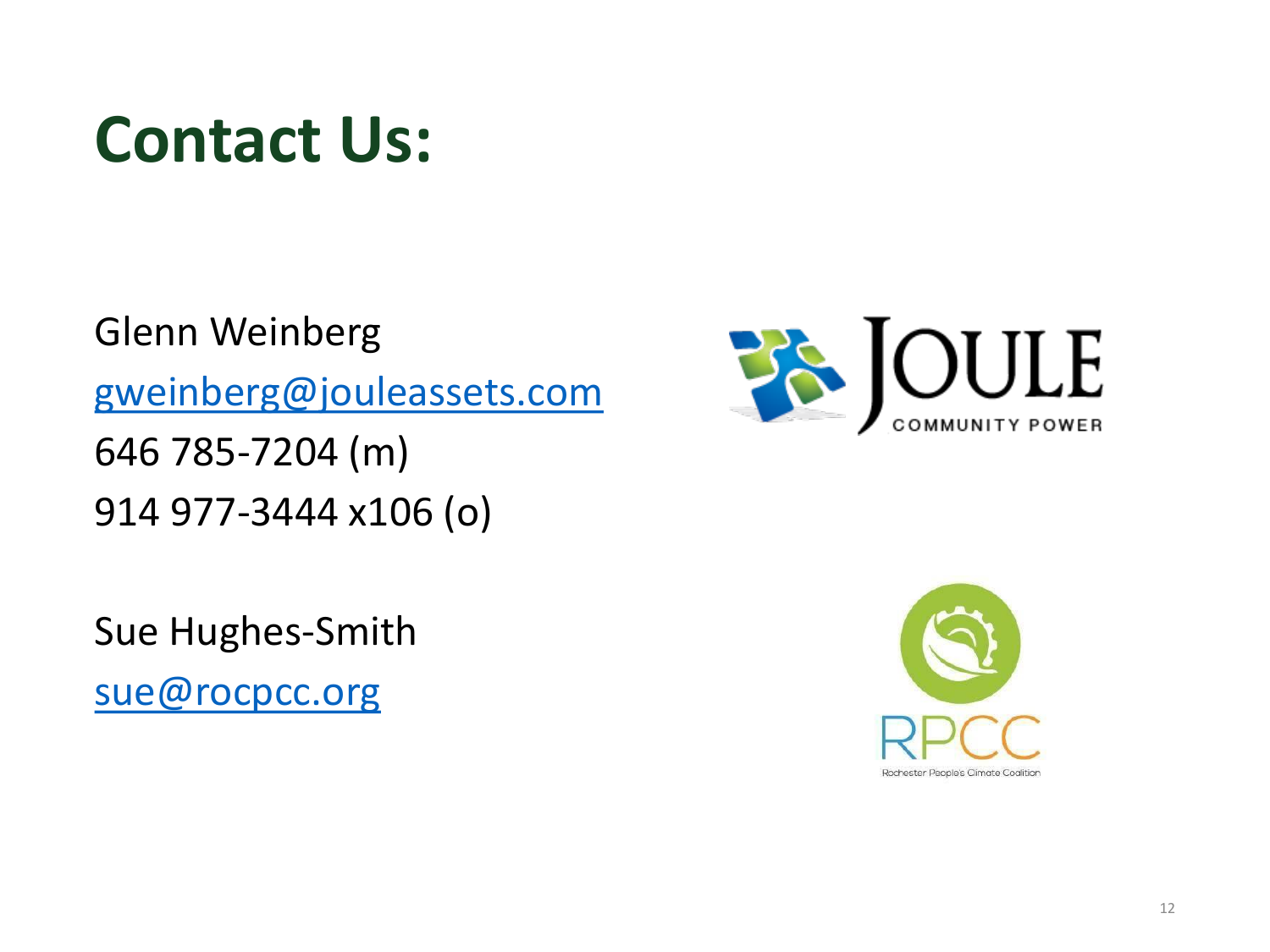# Contact Us:

Glenn Weinberg
gweinberg@jouleassets.com
646 785-7204 (m)
914 977-3444 x106 (o)

Sue Hughes-Smith
sue@rocpcc.org